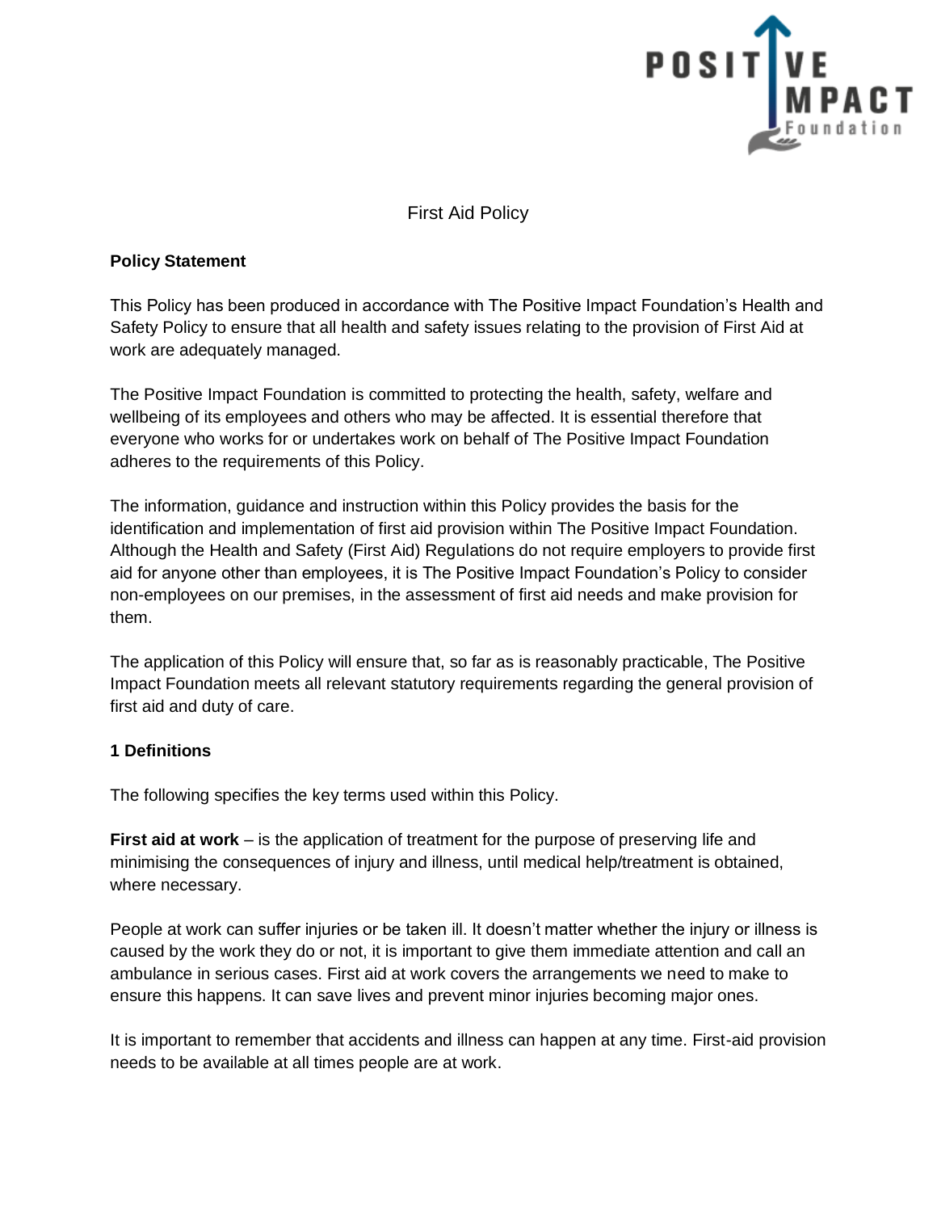# First Aid Policy

## Policy Statement

This Policy has been produced in accordance with The Positive Impact Foundation's Health and Safety Policy to ensure that all health and safety issues relating to the provision of First Aid at work are adequately managed.

The Positive Impact Foundation is committed to protecting the health, safety, welfare and wellbeing of its employees and others who may be affected. It is essential therefore that everyone who works for or undertakes work on behalf of The Positive Impact Foundation adheres to the requirements of this Policy.

The information, guidance and instruction within this Policy provides the basis for the identification and implementation of first aid provision within The Positive Impact Foundation. Although the Health and Safety (First Aid) Regulations do not require employers to provide first aid for anyone other than employees, it is The Positive Impact Foundation's Policy to consider non-employees on our premises, in the assessment of first aid needs and make provision for them.

The application of this Policy will ensure that, so far as is reasonably practicable, The Positive Impact Foundation meets all relevant statutory requirements regarding the general provision of first aid and duty of care.

## 1 Definitions

The following specifies the key terms used within this Policy.

**First aid at work** – is the application of treatment for the purpose of preserving life and minimising the consequences of injury and illness, until medical help/treatment is obtained, where necessary.

People at work can suffer injuries or be taken ill. It doesn't matter whether the injury or illness is caused by the work they do or not, it is important to give them immediate attention and call an ambulance in serious cases. First aid at work covers the arrangements we need to make to ensure this happens. It can save lives and prevent minor injuries becoming major ones.

It is important to remember that accidents and illness can happen at any time. First-aid provision needs to be available at all times people are at work.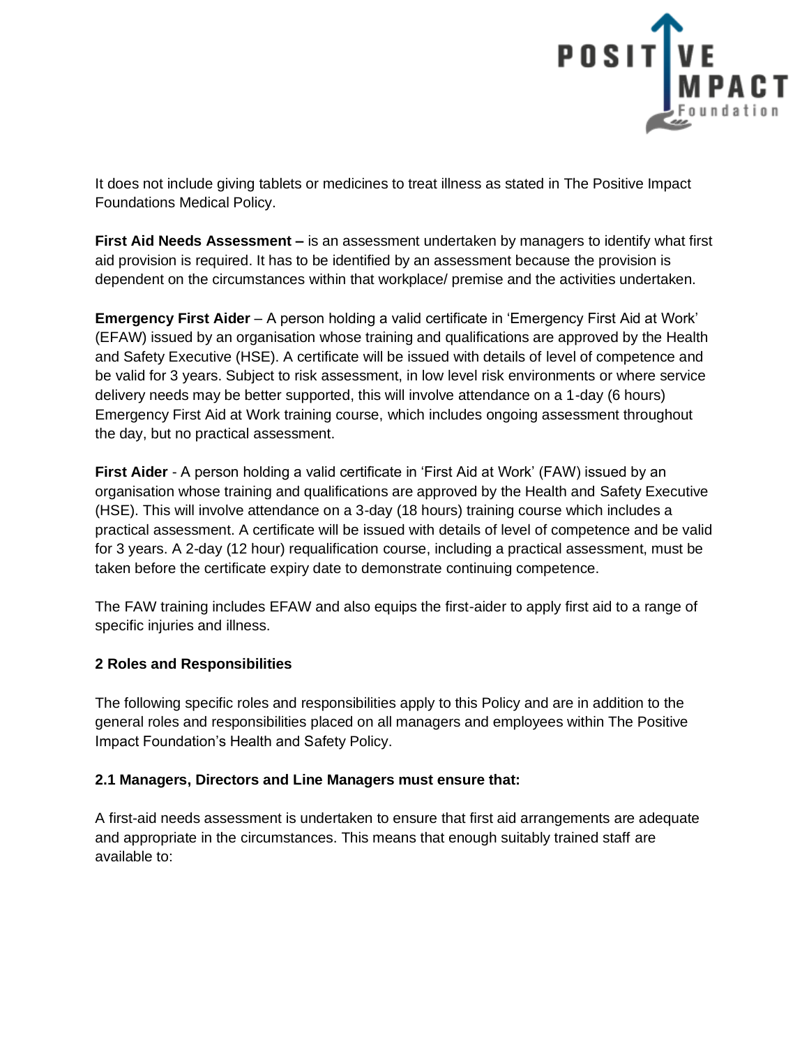It does not include giving tablets or medicines to treat illness as stated in The Positive Impact Foundations Medical Policy.

**First Aid Needs Assessment –** is an assessment undertaken by managers to identify what first aid provision is required. It has to be identified by an assessment because the provision is dependent on the circumstances within that workplace/ premise and the activities undertaken.

**Emergency First Aider** – A person holding a valid certificate in 'Emergency First Aid at Work' (EFAW) issued by an organisation whose training and qualifications are approved by the Health and Safety Executive (HSE). A certificate will be issued with details of level of competence and be valid for 3 years. Subject to risk assessment, in low level risk environments or where service delivery needs may be better supported, this will involve attendance on a 1-day (6 hours) Emergency First Aid at Work training course, which includes ongoing assessment throughout the day, but no practical assessment.

**First Aider** - A person holding a valid certificate in 'First Aid at Work' (FAW) issued by an organisation whose training and qualifications are approved by the Health and Safety Executive (HSE). This will involve attendance on a 3-day (18 hours) training course which includes a practical assessment. A certificate will be issued with details of level of competence and be valid for 3 years. A 2-day (12 hour) requalification course, including a practical assessment, must be taken before the certificate expiry date to demonstrate continuing competence.

The FAW training includes EFAW and also equips the first-aider to apply first aid to a range of specific injuries and illness.

## 2 Roles and Responsibilities

The following specific roles and responsibilities apply to this Policy and are in addition to the general roles and responsibilities placed on all managers and employees within The Positive Impact Foundation's Health and Safety Policy.

### 2.1 Managers, Directors and Line Managers must ensure that:

A first-aid needs assessment is undertaken to ensure that first aid arrangements are adequate and appropriate in the circumstances. This means that enough suitably trained staff are available to: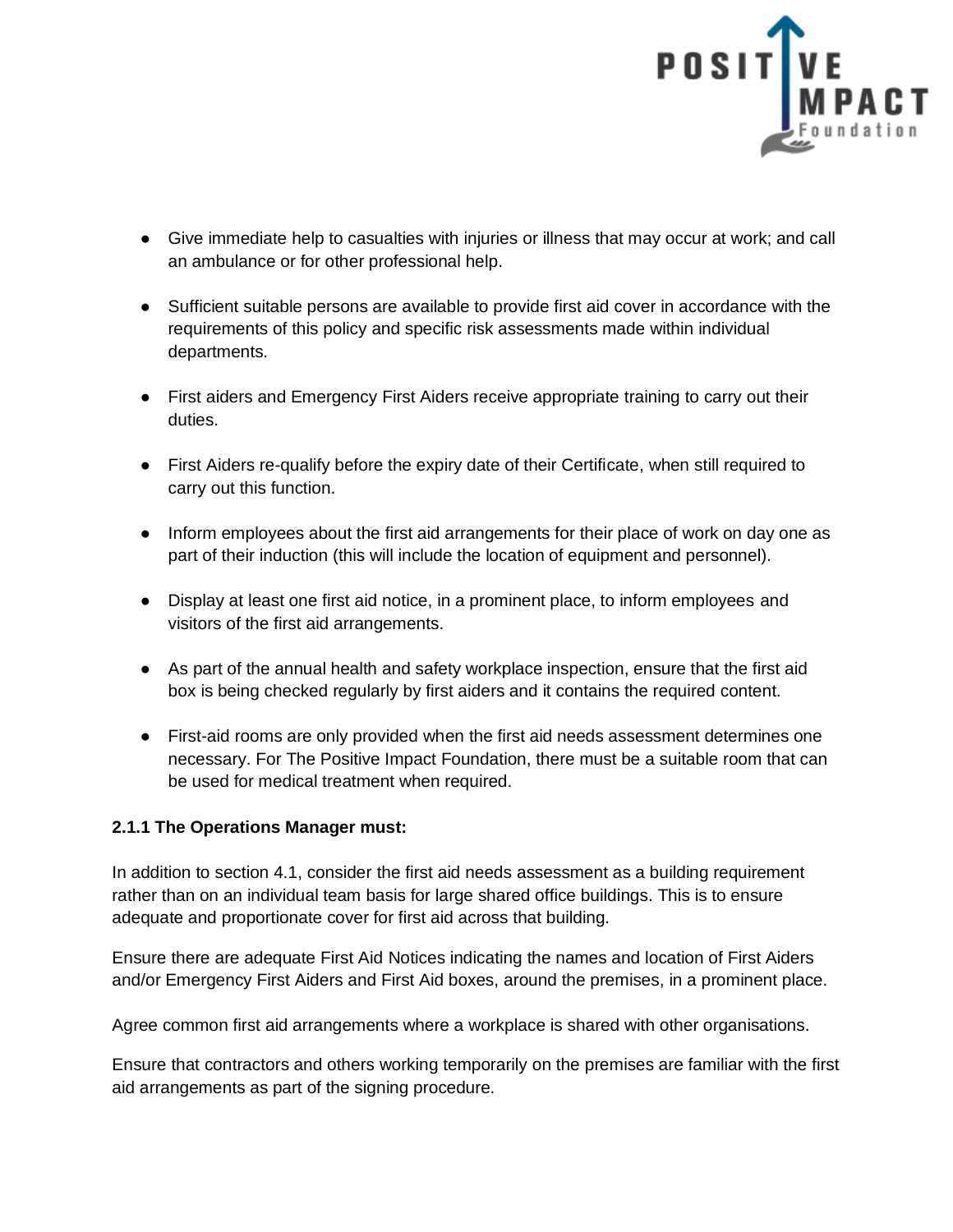- Give immediate help to casualties with injuries or illness that may occur at work; and call an ambulance or for other professional help.

- Sufficient suitable persons are available to provide first aid cover in accordance with the requirements of this policy and specific risk assessments made within individual departments.

- First aiders and Emergency First Aiders receive appropriate training to carry out their duties.

- First Aiders re-qualify before the expiry date of their Certificate, when still required to carry out this function.

- Inform employees about the first aid arrangements for their place of work on day one as part of their induction (this will include the location of equipment and personnel).

- Display at least one first aid notice, in a prominent place, to inform employees and visitors of the first aid arrangements.

- As part of the annual health and safety workplace inspection, ensure that the first aid box is being checked regularly by first aiders and it contains the required content.

- First-aid rooms are only provided when the first aid needs assessment determines one necessary. For The Positive Impact Foundation, there must be a suitable room that can be used for medical treatment when required.

**2.1.1 The Operations Manager must:**

In addition to section 4.1, consider the first aid needs assessment as a building requirement rather than on an individual team basis for large shared office buildings. This is to ensure adequate and proportionate cover for first aid across that building.

Ensure there are adequate First Aid Notices indicating the names and location of First Aiders and/or Emergency First Aiders and First Aid boxes, around the premises, in a prominent place.

Agree common first aid arrangements where a workplace is shared with other organisations.

Ensure that contractors and others working temporarily on the premises are familiar with the first aid arrangements as part of the signing procedure.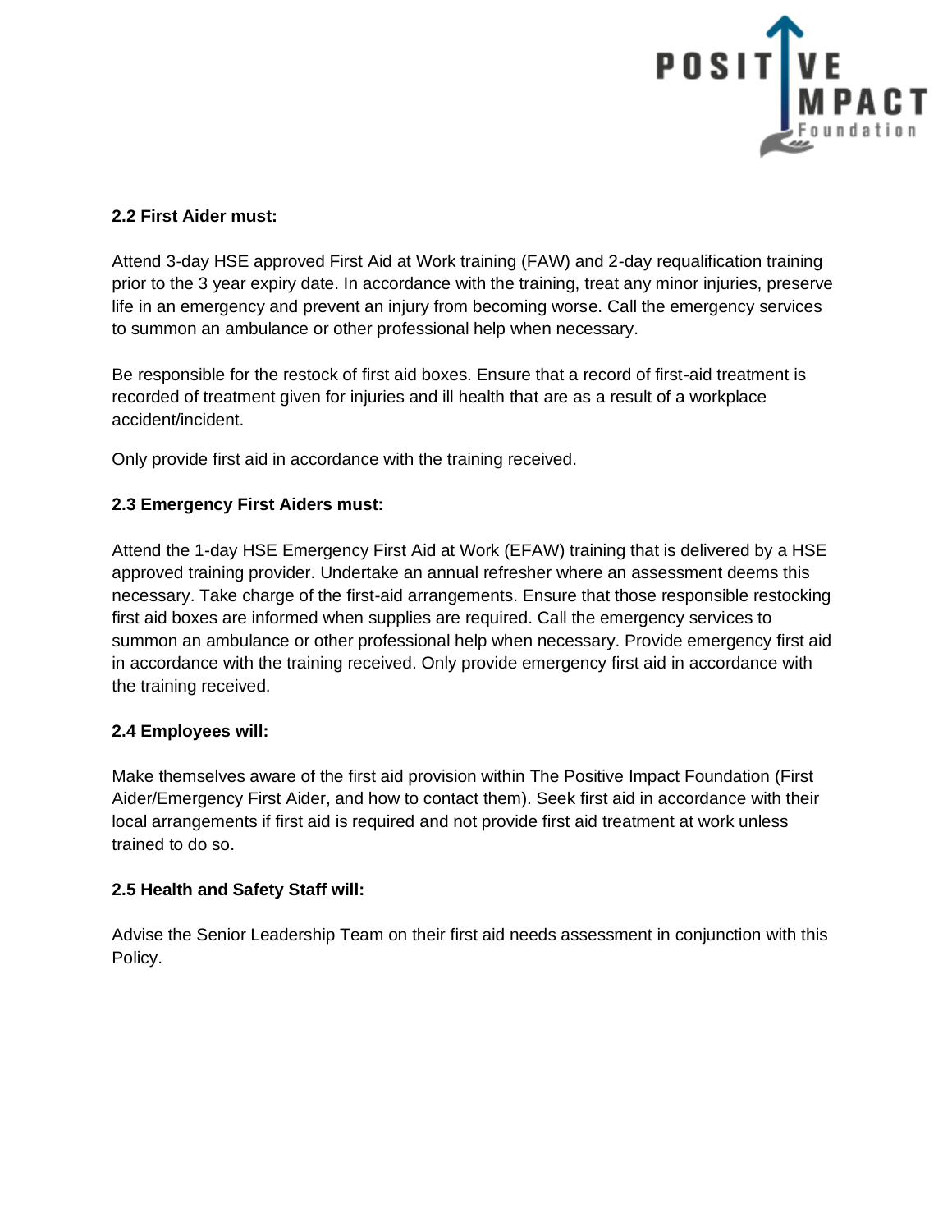**2.2 First Aider must:**

Attend 3-day HSE approved First Aid at Work training (FAW) and 2-day requalification training prior to the 3 year expiry date. In accordance with the training, treat any minor injuries, preserve life in an emergency and prevent an injury from becoming worse. Call the emergency services to summon an ambulance or other professional help when necessary.

Be responsible for the restock of first aid boxes. Ensure that a record of first-aid treatment is recorded of treatment given for injuries and ill health that are as a result of a workplace accident/incident.

Only provide first aid in accordance with the training received.

**2.3 Emergency First Aiders must:**

Attend the 1-day HSE Emergency First Aid at Work (EFAW) training that is delivered by a HSE approved training provider. Undertake an annual refresher where an assessment deems this necessary. Take charge of the first-aid arrangements. Ensure that those responsible restocking first aid boxes are informed when supplies are required. Call the emergency services to summon an ambulance or other professional help when necessary. Provide emergency first aid in accordance with the training received. Only provide emergency first aid in accordance with the training received.

**2.4 Employees will:**

Make themselves aware of the first aid provision within The Positive Impact Foundation (First Aider/Emergency First Aider, and how to contact them). Seek first aid in accordance with their local arrangements if first aid is required and not provide first aid treatment at work unless trained to do so.

**2.5 Health and Safety Staff will:**

Advise the Senior Leadership Team on their first aid needs assessment in conjunction with this Policy.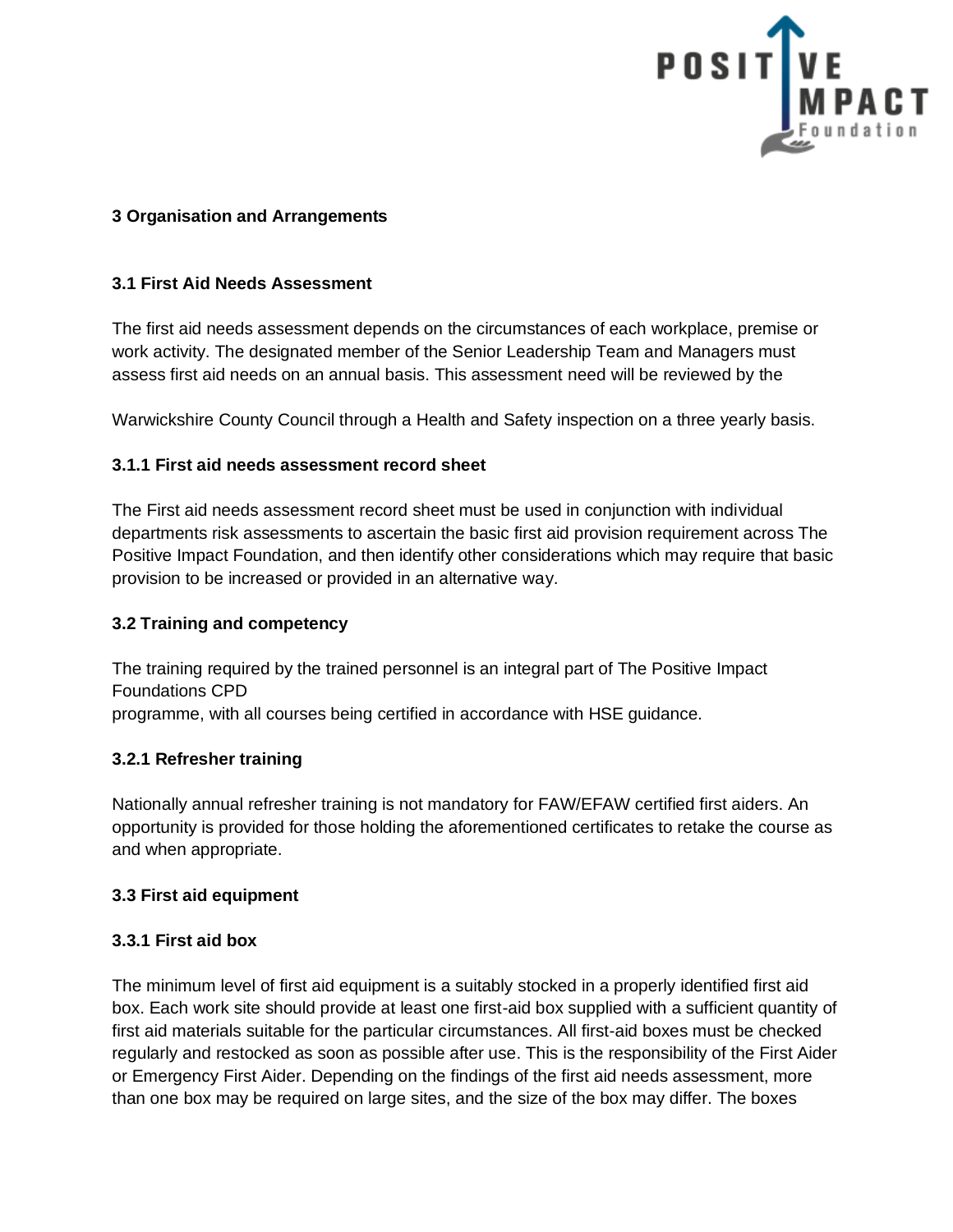## 3 Organisation and Arrangements

### 3.1 First Aid Needs Assessment

The first aid needs assessment depends on the circumstances of each workplace, premise or work activity. The designated member of the Senior Leadership Team and Managers must assess first aid needs on an annual basis. This assessment need will be reviewed by the Warwickshire County Council through a Health and Safety inspection on a three yearly basis.

#### 3.1.1 First aid needs assessment record sheet

The First aid needs assessment record sheet must be used in conjunction with individual departments risk assessments to ascertain the basic first aid provision requirement across The Positive Impact Foundation, and then identify other considerations which may require that basic provision to be increased or provided in an alternative way.

### 3.2 Training and competency

The training required by the trained personnel is an integral part of The Positive Impact Foundations CPD programme, with all courses being certified in accordance with HSE guidance.

#### 3.2.1 Refresher training

Nationally annual refresher training is not mandatory for FAW/EFAW certified first aiders. An opportunity is provided for those holding the aforementioned certificates to retake the course as and when appropriate.

### 3.3 First aid equipment

#### 3.3.1 First aid box

The minimum level of first aid equipment is a suitably stocked in a properly identified first aid box. Each work site should provide at least one first-aid box supplied with a sufficient quantity of first aid materials suitable for the particular circumstances. All first-aid boxes must be checked regularly and restocked as soon as possible after use. This is the responsibility of the First Aider or Emergency First Aider. Depending on the findings of the first aid needs assessment, more than one box may be required on large sites, and the size of the box may differ. The boxes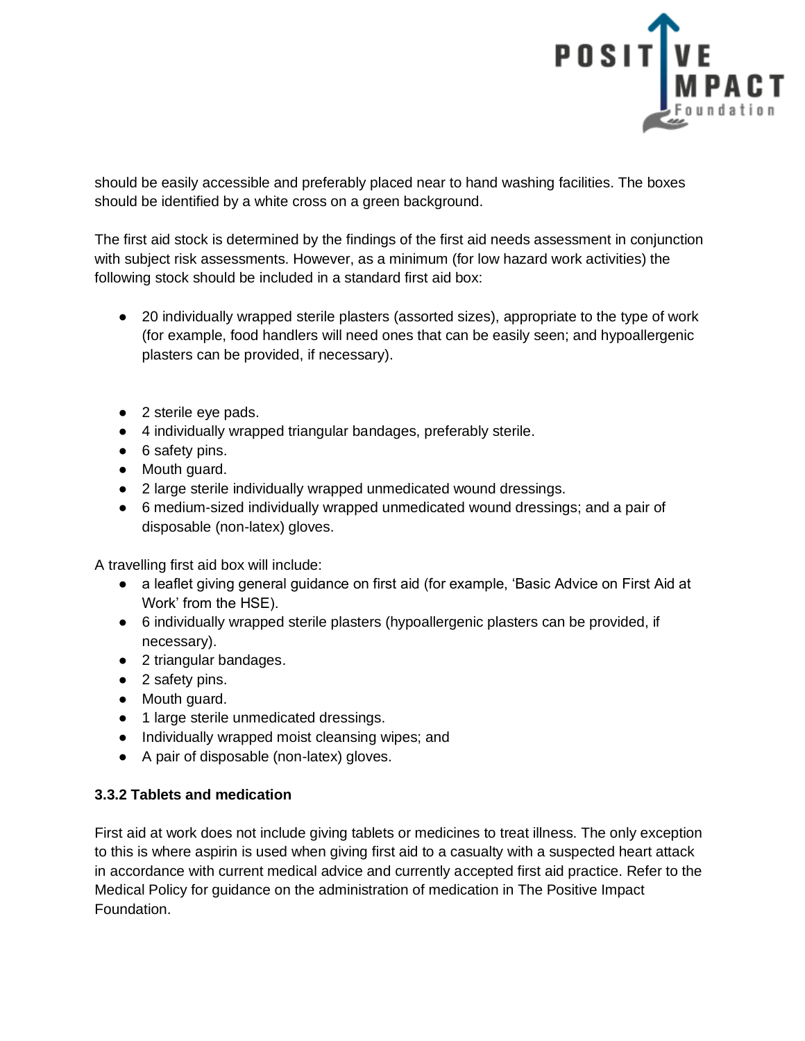should be easily accessible and preferably placed near to hand washing facilities. The boxes should be identified by a white cross on a green background.

The first aid stock is determined by the findings of the first aid needs assessment in conjunction with subject risk assessments. However, as a minimum (for low hazard work activities) the following stock should be included in a standard first aid box:

- 20 individually wrapped sterile plasters (assorted sizes), appropriate to the type of work (for example, food handlers will need ones that can be easily seen; and hypoallergenic plasters can be provided, if necessary).
- 2 sterile eye pads.
- 4 individually wrapped triangular bandages, preferably sterile.
- 6 safety pins.
- Mouth guard.
- 2 large sterile individually wrapped unmedicated wound dressings.
- 6 medium-sized individually wrapped unmedicated wound dressings; and a pair of disposable (non-latex) gloves.

A travelling first aid box will include:

- a leaflet giving general guidance on first aid (for example, 'Basic Advice on First Aid at Work' from the HSE).
- 6 individually wrapped sterile plasters (hypoallergenic plasters can be provided, if necessary).
- 2 triangular bandages.
- 2 safety pins.
- Mouth guard.
- 1 large sterile unmedicated dressings.
- Individually wrapped moist cleansing wipes; and
- A pair of disposable (non-latex) gloves.

**3.3.2 Tablets and medication**

First aid at work does not include giving tablets or medicines to treat illness. The only exception to this is where aspirin is used when giving first aid to a casualty with a suspected heart attack in accordance with current medical advice and currently accepted first aid practice. Refer to the Medical Policy for guidance on the administration of medication in The Positive Impact Foundation.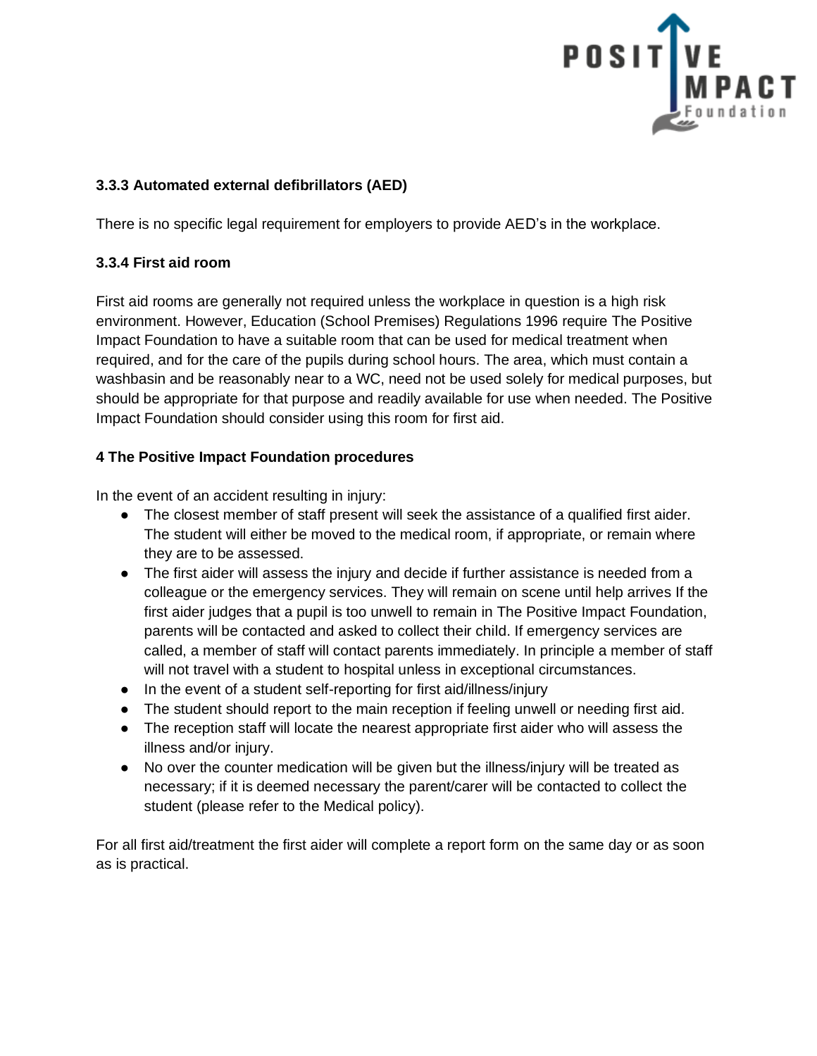### 3.3.3 Automated external defibrillators (AED)

There is no specific legal requirement for employers to provide AED's in the workplace.

### 3.3.4 First aid room

First aid rooms are generally not required unless the workplace in question is a high risk environment. However, Education (School Premises) Regulations 1996 require The Positive Impact Foundation to have a suitable room that can be used for medical treatment when required, and for the care of the pupils during school hours. The area, which must contain a washbasin and be reasonably near to a WC, need not be used solely for medical purposes, but should be appropriate for that purpose and readily available for use when needed. The Positive Impact Foundation should consider using this room for first aid.

## 4 The Positive Impact Foundation procedures

In the event of an accident resulting in injury:

- The closest member of staff present will seek the assistance of a qualified first aider. The student will either be moved to the medical room, if appropriate, or remain where they are to be assessed.
- The first aider will assess the injury and decide if further assistance is needed from a colleague or the emergency services. They will remain on scene until help arrives If the first aider judges that a pupil is too unwell to remain in The Positive Impact Foundation, parents will be contacted and asked to collect their child. If emergency services are called, a member of staff will contact parents immediately. In principle a member of staff will not travel with a student to hospital unless in exceptional circumstances.
- In the event of a student self-reporting for first aid/illness/injury
- The student should report to the main reception if feeling unwell or needing first aid.
- The reception staff will locate the nearest appropriate first aider who will assess the illness and/or injury.
- No over the counter medication will be given but the illness/injury will be treated as necessary; if it is deemed necessary the parent/carer will be contacted to collect the student (please refer to the Medical policy).

For all first aid/treatment the first aider will complete a report form on the same day or as soon as is practical.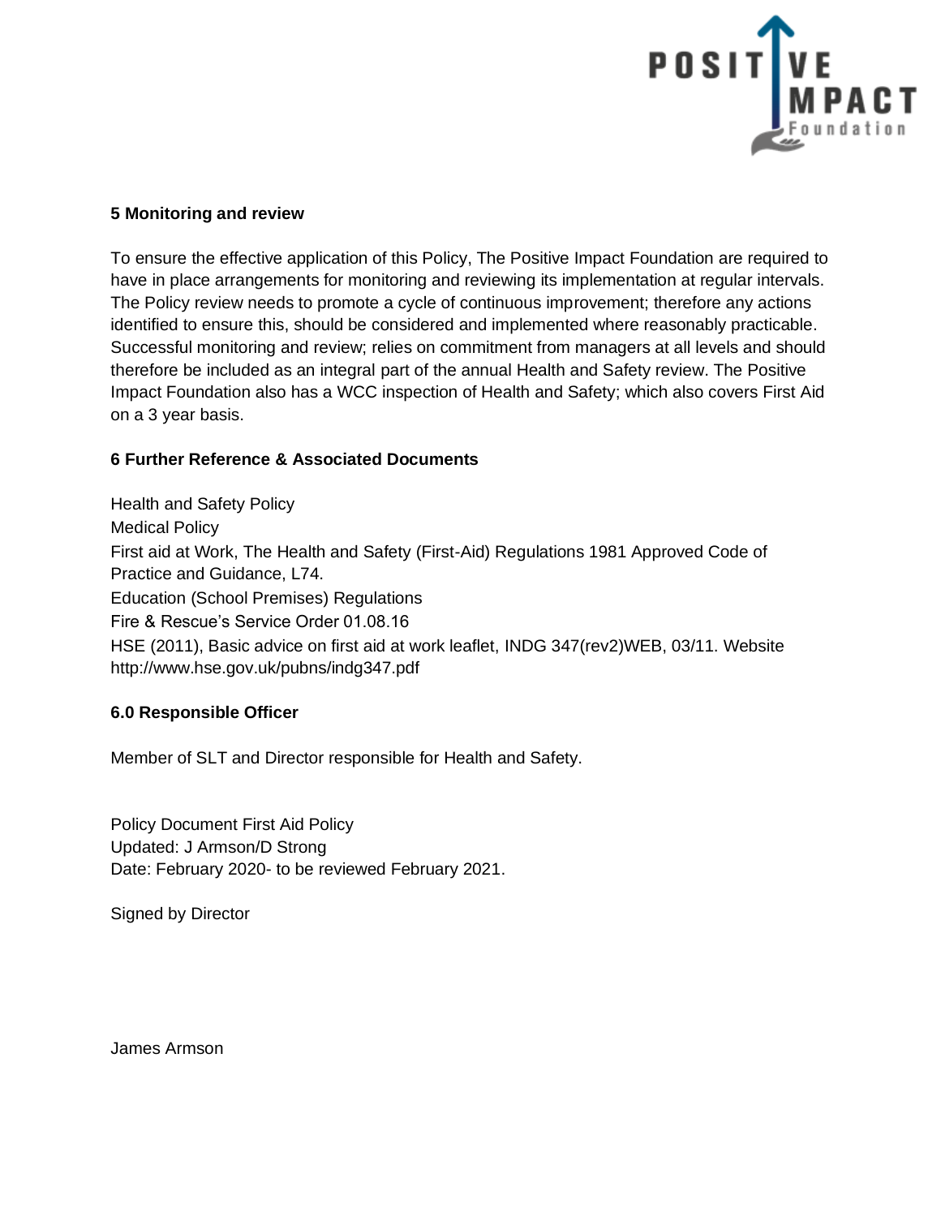## 5 Monitoring and review

To ensure the effective application of this Policy, The Positive Impact Foundation are required to have in place arrangements for monitoring and reviewing its implementation at regular intervals. The Policy review needs to promote a cycle of continuous improvement; therefore any actions identified to ensure this, should be considered and implemented where reasonably practicable. Successful monitoring and review; relies on commitment from managers at all levels and should therefore be included as an integral part of the annual Health and Safety review. The Positive Impact Foundation also has a WCC inspection of Health and Safety; which also covers First Aid on a 3 year basis.

## 6 Further Reference & Associated Documents

Health and Safety Policy
Medical Policy
First aid at Work, The Health and Safety (First-Aid) Regulations 1981 Approved Code of Practice and Guidance, L74.
Education (School Premises) Regulations
Fire & Rescue's Service Order 01.08.16
HSE (2011), Basic advice on first aid at work leaflet, INDG 347(rev2)WEB, 03/11. Website http://www.hse.gov.uk/pubns/indg347.pdf

## 6.0 Responsible Officer

Member of SLT and Director responsible for Health and Safety.

Policy Document First Aid Policy
Updated: J Armson/D Strong
Date: February 2020- to be reviewed February 2021.

Signed by Director

James Armson